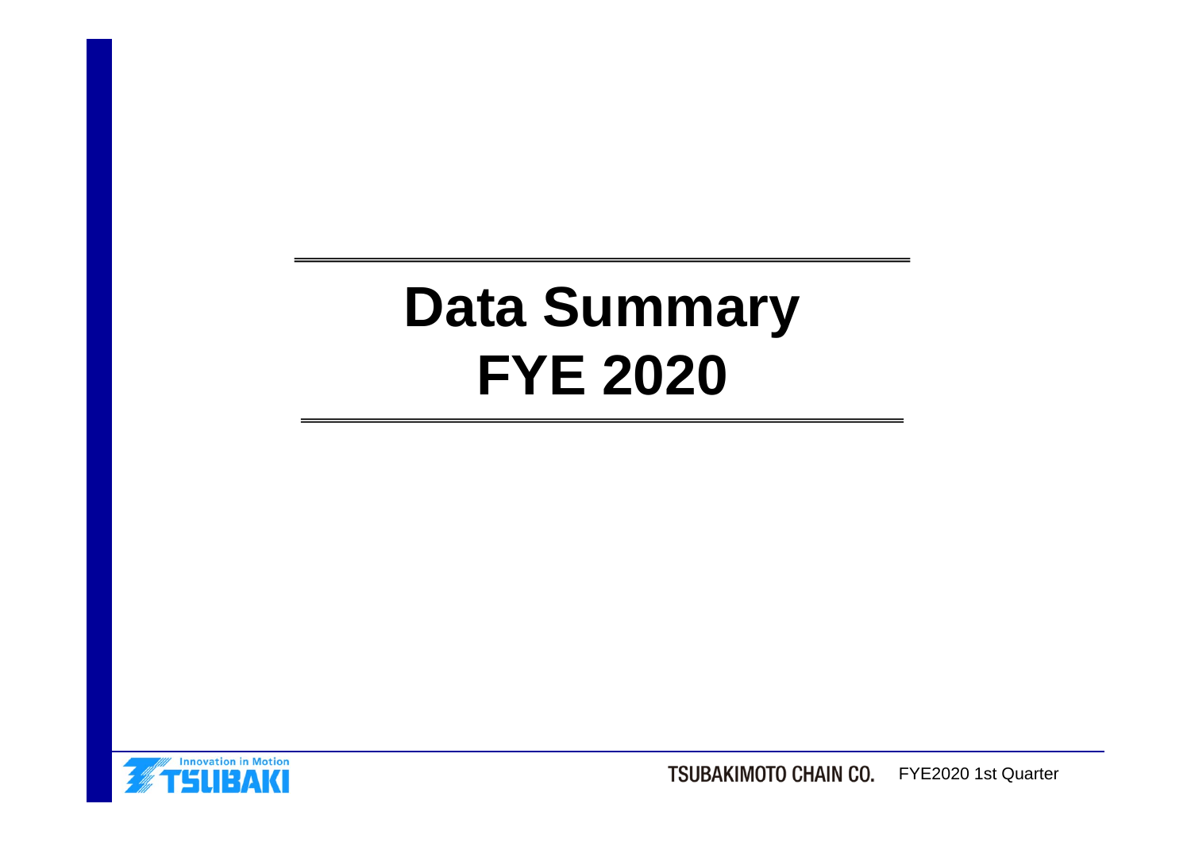# Data Summary
# FYE 2020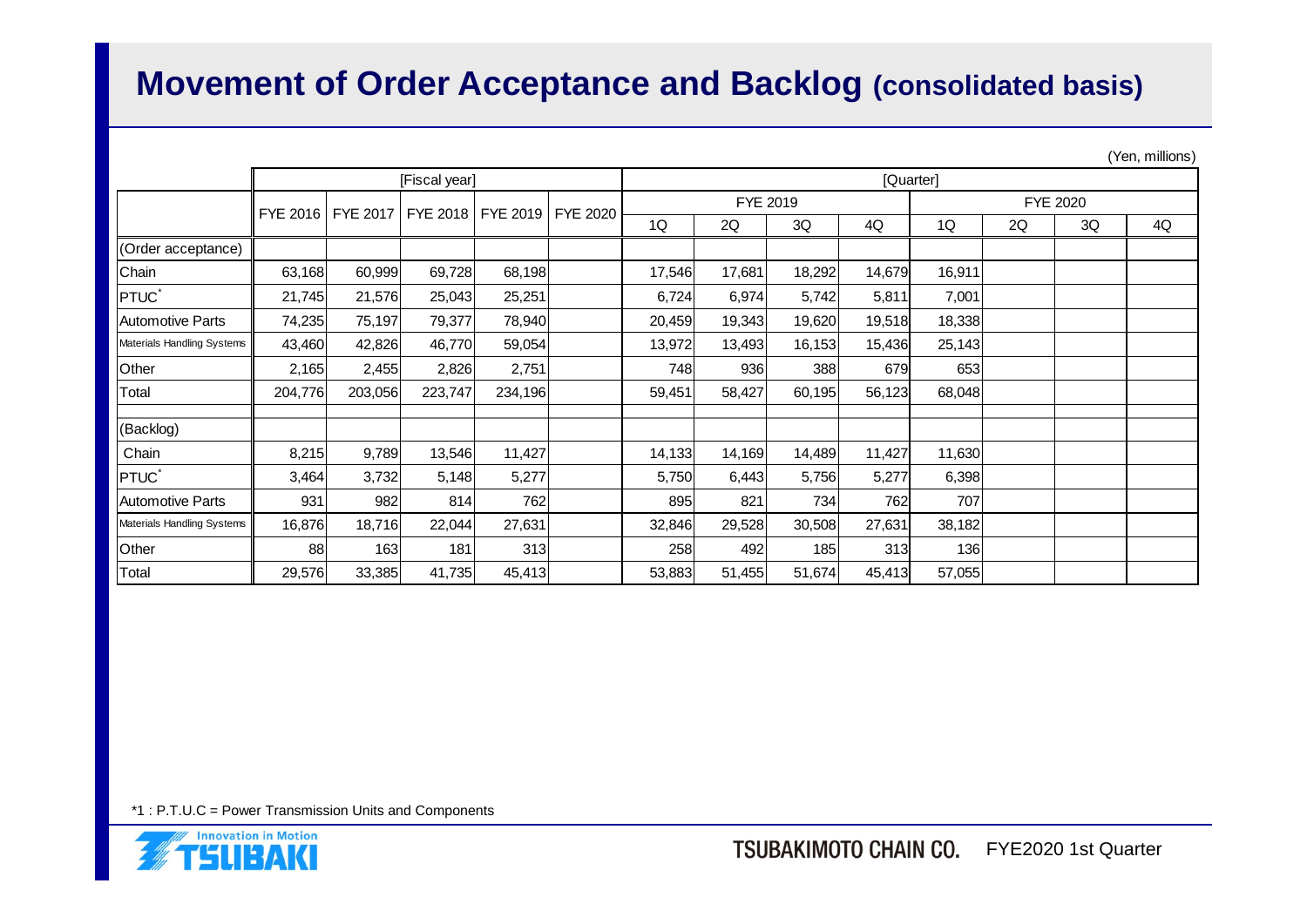# Movement of Order Acceptance and Backlog (consolidated basis)

(Yen, millions)

| | [Fiscal year] | | | | | [Quarter] | | | | | | | |
|---|---|---|---|---|---|---|---|---|---|---|---|---|---|
| | FYE 2016 | FYE 2017 | FYE 2018 | FYE 2019 | FYE 2020 | FYE 2019 | | | | FYE 2020 | | | |
| | | | | | | 1Q | 2Q | 3Q | 4Q | 1Q | 2Q | 3Q | 4Q |
| (Order acceptance) | | | | | | | | | | | | | |
| Chain | 63,168 | 60,999 | 69,728 | 68,198 | | 17,546 | 17,681 | 18,292 | 14,679 | 16,911 | | | |
| PTUC* | 21,745 | 21,576 | 25,043 | 25,251 | | 6,724 | 6,974 | 5,742 | 5,811 | 7,001 | | | |
| Automotive Parts | 74,235 | 75,197 | 79,377 | 78,940 | | 20,459 | 19,343 | 19,620 | 19,518 | 18,338 | | | |
| Materials Handling Systems | 43,460 | 42,826 | 46,770 | 59,054 | | 13,972 | 13,493 | 16,153 | 15,436 | 25,143 | | | |
| Other | 2,165 | 2,455 | 2,826 | 2,751 | | 748 | 936 | 388 | 679 | 653 | | | |
| Total | 204,776 | 203,056 | 223,747 | 234,196 | | 59,451 | 58,427 | 60,195 | 56,123 | 68,048 | | | |
| | | | | | | | | | | | | | |
| (Backlog) | | | | | | | | | | | | | |
| Chain | 8,215 | 9,789 | 13,546 | 11,427 | | 14,133 | 14,169 | 14,489 | 11,427 | 11,630 | | | |
| PTUC* | 3,464 | 3,732 | 5,148 | 5,277 | | 5,750 | 6,443 | 5,756 | 5,277 | 6,398 | | | |
| Automotive Parts | 931 | 982 | 814 | 762 | | 895 | 821 | 734 | 762 | 707 | | | |
| Materials Handling Systems | 16,876 | 18,716 | 22,044 | 27,631 | | 32,846 | 29,528 | 30,508 | 27,631 | 38,182 | | | |
| Other | 88 | 163 | 181 | 313 | | 258 | 492 | 185 | 313 | 136 | | | |
| Total | 29,576 | 33,385 | 41,735 | 45,413 | | 53,883 | 51,455 | 51,674 | 45,413 | 57,055 | | | |

*1 : P.T.U.C = Power Transmission Units and Components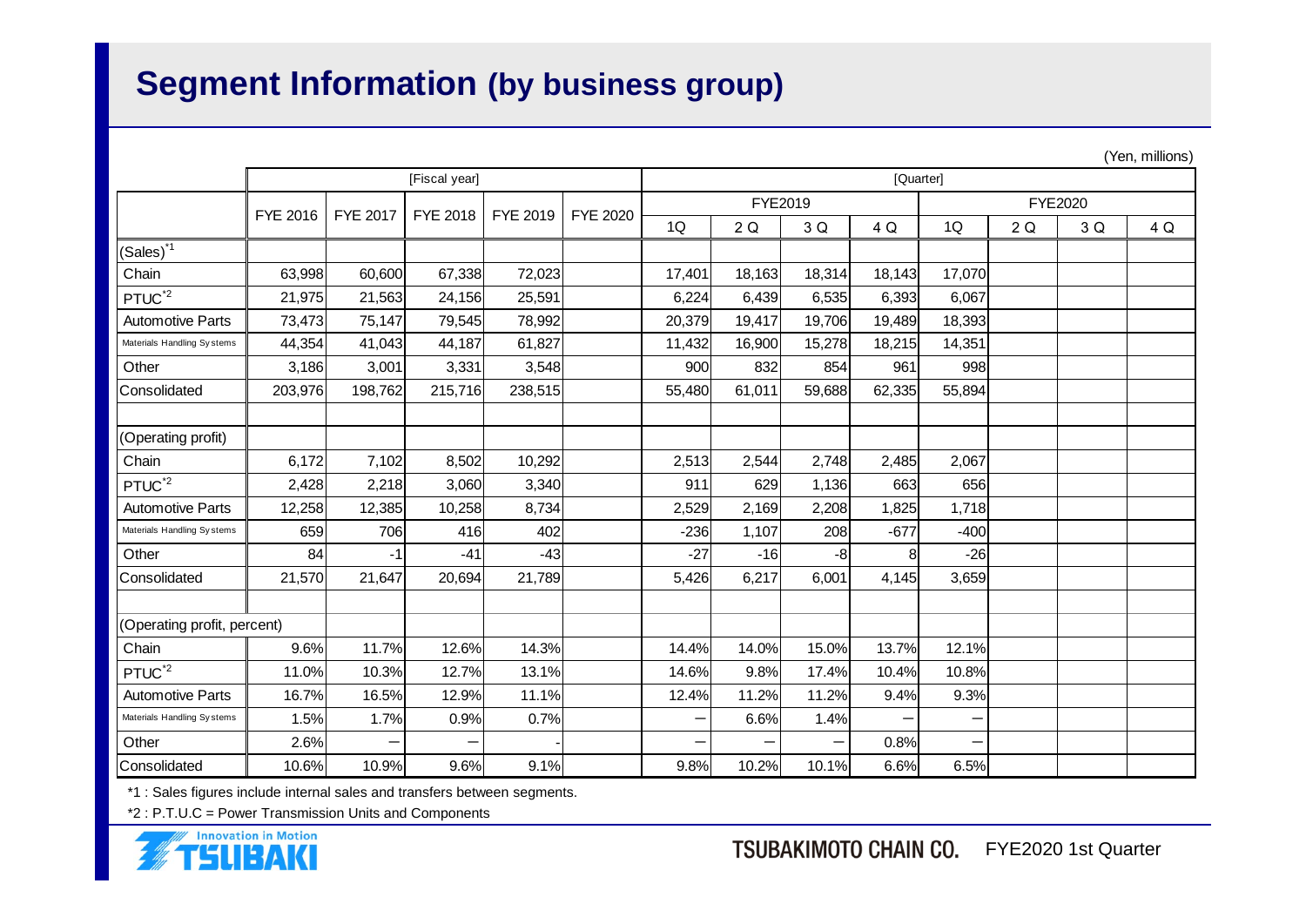# Segment Information (by business group)

(Yen, millions)

| | [Fiscal year] | | | | | [Quarter] | | | | | | | |
|---|---|---|---|---|---|---|---|---|---|---|---|---|---|
| | FYE 2016 | FYE 2017 | FYE 2018 | FYE 2019 | FYE 2020 | FYE2019 | | | | FYE2020 | | | |
| | | | | | | 1Q | 2 Q | 3 Q | 4 Q | 1Q | 2 Q | 3 Q | 4 Q |
| (Sales)*1 | | | | | | | | | | | | | |
| Chain | 63,998 | 60,600 | 67,338 | 72,023 | | 17,401 | 18,163 | 18,314 | 18,143 | 17,070 | | | |
| PTUC*2 | 21,975 | 21,563 | 24,156 | 25,591 | | 6,224 | 6,439 | 6,535 | 6,393 | 6,067 | | | |
| Automotive Parts | 73,473 | 75,147 | 79,545 | 78,992 | | 20,379 | 19,417 | 19,706 | 19,489 | 18,393 | | | |
| Materials Handling Systems | 44,354 | 41,043 | 44,187 | 61,827 | | 11,432 | 16,900 | 15,278 | 18,215 | 14,351 | | | |
| Other | 3,186 | 3,001 | 3,331 | 3,548 | | 900 | 832 | 854 | 961 | 998 | | | |
| Consolidated | 203,976 | 198,762 | 215,716 | 238,515 | | 55,480 | 61,011 | 59,688 | 62,335 | 55,894 | | | |
| | | | | | | | | | | | | | |
| (Operating profit) | | | | | | | | | | | | | |
| Chain | 6,172 | 7,102 | 8,502 | 10,292 | | 2,513 | 2,544 | 2,748 | 2,485 | 2,067 | | | |
| PTUC*2 | 2,428 | 2,218 | 3,060 | 3,340 | | 911 | 629 | 1,136 | 663 | 656 | | | |
| Automotive Parts | 12,258 | 12,385 | 10,258 | 8,734 | | 2,529 | 2,169 | 2,208 | 1,825 | 1,718 | | | |
| Materials Handling Systems | 659 | 706 | 416 | 402 | | -236 | 1,107 | 208 | -677 | -400 | | | |
| Other | 84 | -1 | -41 | -43 | | -27 | -16 | -8 | 8 | -26 | | | |
| Consolidated | 21,570 | 21,647 | 20,694 | 21,789 | | 5,426 | 6,217 | 6,001 | 4,145 | 3,659 | | | |
| | | | | | | | | | | | | | |
| (Operating profit, percent) | | | | | | | | | | | | | |
| Chain | 9.6% | 11.7% | 12.6% | 14.3% | | 14.4% | 14.0% | 15.0% | 13.7% | 12.1% | | | |
| PTUC*2 | 11.0% | 10.3% | 12.7% | 13.1% | | 14.6% | 9.8% | 17.4% | 10.4% | 10.8% | | | |
| Automotive Parts | 16.7% | 16.5% | 12.9% | 11.1% | | 12.4% | 11.2% | 11.2% | 9.4% | 9.3% | | | |
| Materials Handling Systems | 1.5% | 1.7% | 0.9% | 0.7% | | — | 6.6% | 1.4% | — | — | | | |
| Other | 2.6% | — | — | - | | — | — | — | 0.8% | — | | | |
| Consolidated | 10.6% | 10.9% | 9.6% | 9.1% | | 9.8% | 10.2% | 10.1% | 6.6% | 6.5% | | | |

*1 : Sales figures include internal sales and transfers between segments.

*2 : P.T.U.C = Power Transmission Units and Components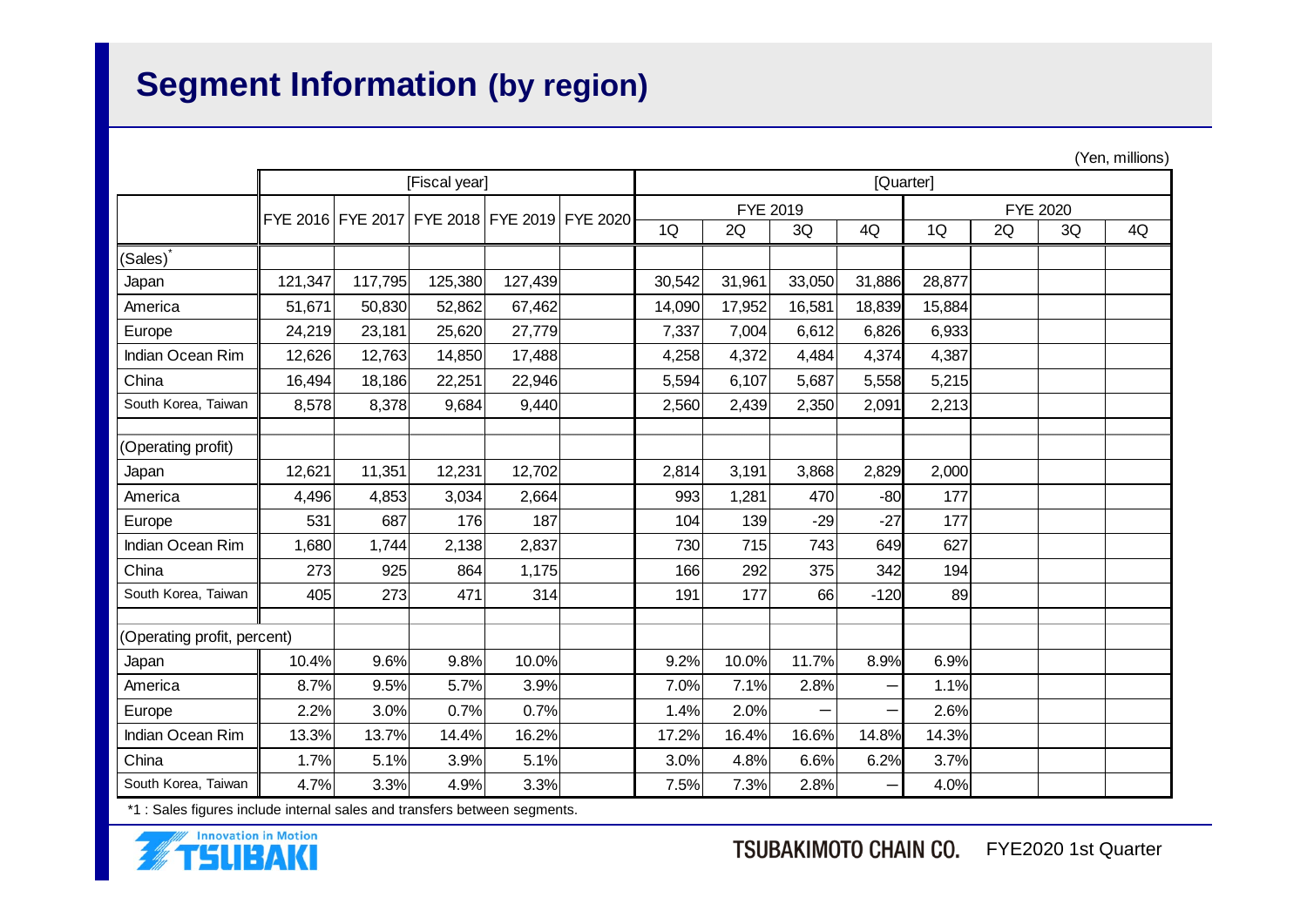# Segment Information (by region)

(Yen, millions)

| | [Fiscal year] | | | | | [Quarter] | | | | | | | |
|---|---|---|---|---|---|---|---|---|---|---|---|---|---|
| | | | | | | FYE 2019 | | | | FYE 2020 | | | |
| | FYE 2016 | FYE 2017 | FYE 2018 | FYE 2019 | FYE 2020 | 1Q | 2Q | 3Q | 4Q | 1Q | 2Q | 3Q | 4Q |
| (Sales)* | | | | | | | | | | | | | |
| Japan | 121,347 | 117,795 | 125,380 | 127,439 | | 30,542 | 31,961 | 33,050 | 31,886 | 28,877 | | | |
| America | 51,671 | 50,830 | 52,862 | 67,462 | | 14,090 | 17,952 | 16,581 | 18,839 | 15,884 | | | |
| Europe | 24,219 | 23,181 | 25,620 | 27,779 | | 7,337 | 7,004 | 6,612 | 6,826 | 6,933 | | | |
| Indian Ocean Rim | 12,626 | 12,763 | 14,850 | 17,488 | | 4,258 | 4,372 | 4,484 | 4,374 | 4,387 | | | |
| China | 16,494 | 18,186 | 22,251 | 22,946 | | 5,594 | 6,107 | 5,687 | 5,558 | 5,215 | | | |
| South Korea, Taiwan | 8,578 | 8,378 | 9,684 | 9,440 | | 2,560 | 2,439 | 2,350 | 2,091 | 2,213 | | | |
| | | | | | | | | | | | | | |
| (Operating profit) | | | | | | | | | | | | | |
| Japan | 12,621 | 11,351 | 12,231 | 12,702 | | 2,814 | 3,191 | 3,868 | 2,829 | 2,000 | | | |
| America | 4,496 | 4,853 | 3,034 | 2,664 | | 993 | 1,281 | 470 | -80 | 177 | | | |
| Europe | 531 | 687 | 176 | 187 | | 104 | 139 | -29 | -27 | 177 | | | |
| Indian Ocean Rim | 1,680 | 1,744 | 2,138 | 2,837 | | 730 | 715 | 743 | 649 | 627 | | | |
| China | 273 | 925 | 864 | 1,175 | | 166 | 292 | 375 | 342 | 194 | | | |
| South Korea, Taiwan | 405 | 273 | 471 | 314 | | 191 | 177 | 66 | -120 | 89 | | | |
| | | | | | | | | | | | | | |
| (Operating profit, percent) | | | | | | | | | | | | | |
| Japan | 10.4% | 9.6% | 9.8% | 10.0% | | 9.2% | 10.0% | 11.7% | 8.9% | 6.9% | | | |
| America | 8.7% | 9.5% | 5.7% | 3.9% | | 7.0% | 7.1% | 2.8% | — | 1.1% | | | |
| Europe | 2.2% | 3.0% | 0.7% | 0.7% | | 1.4% | 2.0% | — | — | 2.6% | | | |
| Indian Ocean Rim | 13.3% | 13.7% | 14.4% | 16.2% | | 17.2% | 16.4% | 16.6% | 14.8% | 14.3% | | | |
| China | 1.7% | 5.1% | 3.9% | 5.1% | | 3.0% | 4.8% | 6.6% | 6.2% | 3.7% | | | |
| South Korea, Taiwan | 4.7% | 3.3% | 4.9% | 3.3% | | 7.5% | 7.3% | 2.8% | — | 4.0% | | | |

*1 : Sales figures include internal sales and transfers between segments.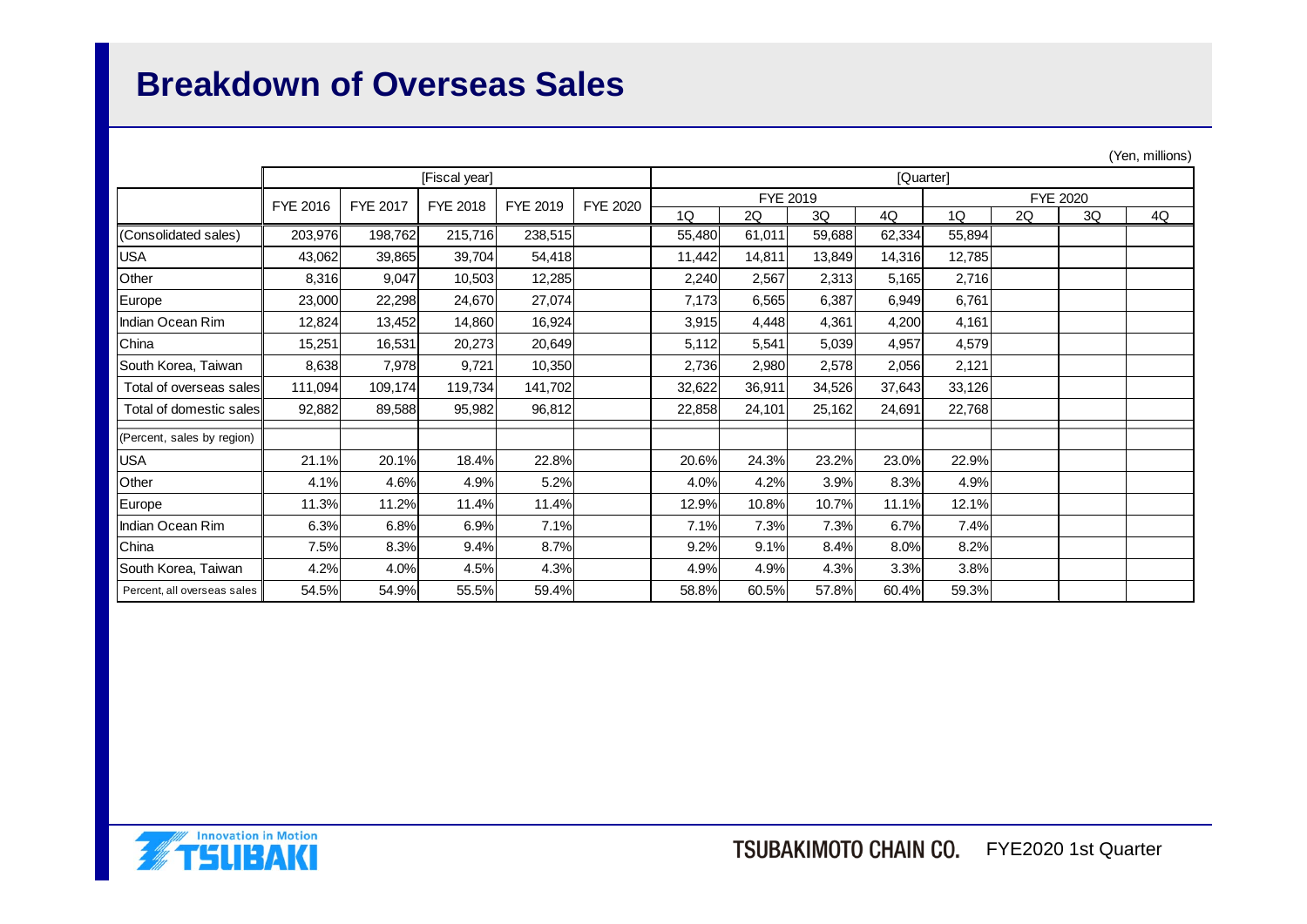## Breakdown of Overseas Sales

(Yen, millions)

| | [Fiscal year] | | | | | [Quarter] | | | | | | | |
|---|---|---|---|---|---|---|---|---|---|---|---|---|---|
| | | | | | | FYE 2019 | | | | FYE 2020 | | | |
| | FYE 2016 | FYE 2017 | FYE 2018 | FYE 2019 | FYE 2020 | 1Q | 2Q | 3Q | 4Q | 1Q | 2Q | 3Q | 4Q |
| (Consolidated sales) | 203,976 | 198,762 | 215,716 | 238,515 | | 55,480 | 61,011 | 59,688 | 62,334 | 55,894 | | | |
| USA | 43,062 | 39,865 | 39,704 | 54,418 | | 11,442 | 14,811 | 13,849 | 14,316 | 12,785 | | | |
| Other | 8,316 | 9,047 | 10,503 | 12,285 | | 2,240 | 2,567 | 2,313 | 5,165 | 2,716 | | | |
| Europe | 23,000 | 22,298 | 24,670 | 27,074 | | 7,173 | 6,565 | 6,387 | 6,949 | 6,761 | | | |
| Indian Ocean Rim | 12,824 | 13,452 | 14,860 | 16,924 | | 3,915 | 4,448 | 4,361 | 4,200 | 4,161 | | | |
| China | 15,251 | 16,531 | 20,273 | 20,649 | | 5,112 | 5,541 | 5,039 | 4,957 | 4,579 | | | |
| South Korea, Taiwan | 8,638 | 7,978 | 9,721 | 10,350 | | 2,736 | 2,980 | 2,578 | 2,056 | 2,121 | | | |
| Total of overseas sales | 111,094 | 109,174 | 119,734 | 141,702 | | 32,622 | 36,911 | 34,526 | 37,643 | 33,126 | | | |
| Total of domestic sales | 92,882 | 89,588 | 95,982 | 96,812 | | 22,858 | 24,101 | 25,162 | 24,691 | 22,768 | | | |
| (Percent, sales by region) | | | | | | | | | | | | | |
| USA | 21.1% | 20.1% | 18.4% | 22.8% | | 20.6% | 24.3% | 23.2% | 23.0% | 22.9% | | | |
| Other | 4.1% | 4.6% | 4.9% | 5.2% | | 4.0% | 4.2% | 3.9% | 8.3% | 4.9% | | | |
| Europe | 11.3% | 11.2% | 11.4% | 11.4% | | 12.9% | 10.8% | 10.7% | 11.1% | 12.1% | | | |
| Indian Ocean Rim | 6.3% | 6.8% | 6.9% | 7.1% | | 7.1% | 7.3% | 7.3% | 6.7% | 7.4% | | | |
| China | 7.5% | 8.3% | 9.4% | 8.7% | | 9.2% | 9.1% | 8.4% | 8.0% | 8.2% | | | |
| South Korea, Taiwan | 4.2% | 4.0% | 4.5% | 4.3% | | 4.9% | 4.9% | 4.3% | 3.3% | 3.8% | | | |
| Percent, all overseas sales | 54.5% | 54.9% | 55.5% | 59.4% | | 58.8% | 60.5% | 57.8% | 60.4% | 59.3% | | | |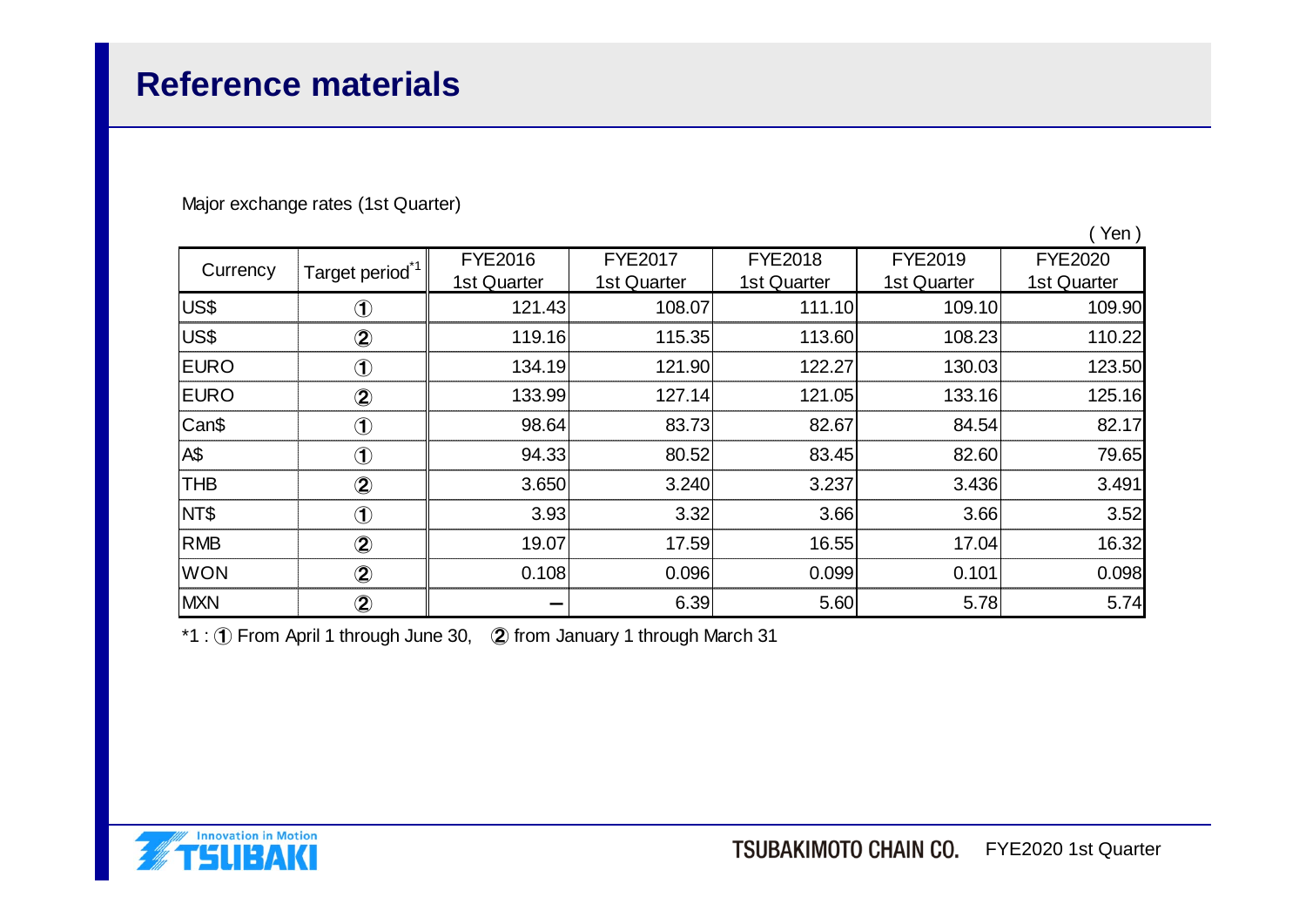# Reference materials

Major exchange rates (1st Quarter)

( Yen )

| Currency | Target period[*1] | FYE2016 1st Quarter | FYE2017 1st Quarter | FYE2018 1st Quarter | FYE2019 1st Quarter | FYE2020 1st Quarter |
|---|---|---|---|---|---|---|
| US$ | ① | 121.43 | 108.07 | 111.10 | 109.10 | 109.90 |
| US$ | ② | 119.16 | 115.35 | 113.60 | 108.23 | 110.22 |
| EURO | ① | 134.19 | 121.90 | 122.27 | 130.03 | 123.50 |
| EURO | ② | 133.99 | 127.14 | 121.05 | 133.16 | 125.16 |
| Can$ | ① | 98.64 | 83.73 | 82.67 | 84.54 | 82.17 |
| A$ | ① | 94.33 | 80.52 | 83.45 | 82.60 | 79.65 |
| THB | ② | 3.650 | 3.240 | 3.237 | 3.436 | 3.491 |
| NT$ | ① | 3.93 | 3.32 | 3.66 | 3.66 | 3.52 |
| RMB | ② | 19.07 | 17.59 | 16.55 | 17.04 | 16.32 |
| WON | ② | 0.108 | 0.096 | 0.099 | 0.101 | 0.098 |
| MXN | ② | – | 6.39 | 5.60 | 5.78 | 5.74 |

*1 : ① From April 1 through June 30, ② from January 1 through March 31